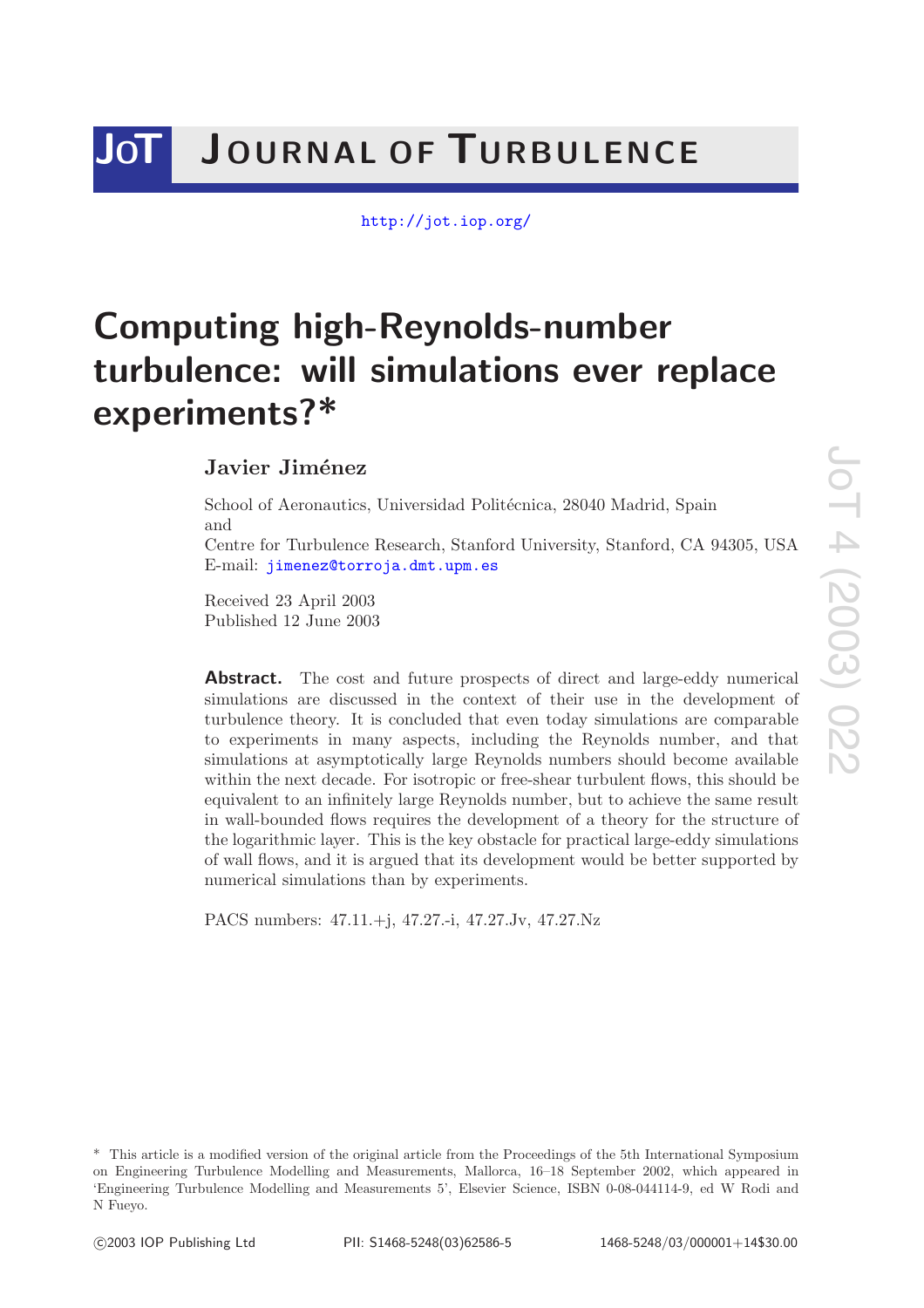# Computing high-Reynolds-number turbulence: will simulations ever replace experiments?*

**Javier Jiménez**

School of Aeronautics, Universidad Politécnica, 28040 Madrid, Spain
and
Centre for Turbulence Research, Stanford University, Stanford, CA 94305, USA
E-mail: jimenez@torroja.dmt.upm.es

Received 23 April 2003
Published 12 June 2003

**Abstract.** The cost and future prospects of direct and large-eddy numerical simulations are discussed in the context of their use in the development of turbulence theory. It is concluded that even today simulations are comparable to experiments in many aspects, including the Reynolds number, and that simulations at asymptotically large Reynolds numbers should become available within the next decade. For isotropic or free-shear turbulent flows, this should be equivalent to an infinitely large Reynolds number, but to achieve the same result in wall-bounded flows requires the development of a theory for the structure of the logarithmic layer. This is the key obstacle for practical large-eddy simulations of wall flows, and it is argued that its development would be better supported by numerical simulations than by experiments.

PACS numbers: 47.11.+j, 47.27.-i, 47.27.Jv, 47.27.Nz

\* This article is a modified version of the original article from the Proceedings of the 5th International Symposium on Engineering Turbulence Modelling and Measurements, Mallorca, 16–18 September 2002, which appeared in 'Engineering Turbulence Modelling and Measurements 5', Elsevier Science, ISBN 0-08-044114-9, ed W Rodi and N Fueyo.

©2003 IOP Publishing Ltd PII: S1468-5248(03)62586-5 1468-5248/03/000001+14$30.00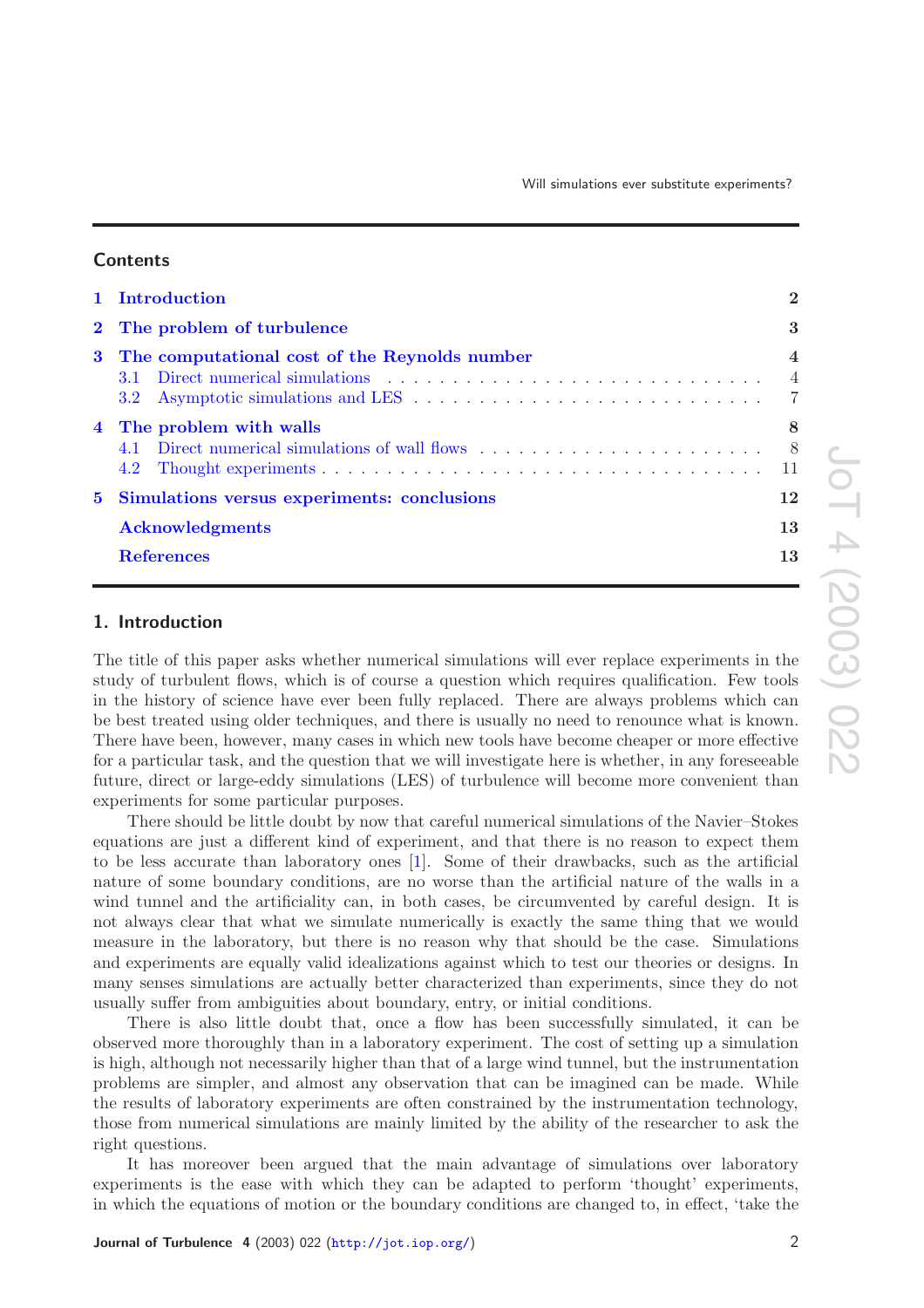## Contents

1 Introduction 2

2 The problem of turbulence 3

3 The computational cost of the Reynolds number 4
- 3.1 Direct numerical simulations 4
- 3.2 Asymptotic simulations and LES 7

4 The problem with walls 8
- 4.1 Direct numerical simulation of wall flows 8
- 4.2 Thought experiments 11

5 Simulations versus experiments: conclusions 12

Acknowledgments 13

References 13

## 1. Introduction

The title of this paper asks whether numerical simulations will ever replace experiments in the study of turbulent flows, which is of course a question which requires qualification. Few tools in the history of science have ever been fully replaced. There are always problems which can be best treated using older techniques, and there is usually no need to renounce what is known. There have been, however, many cases in which new tools have become cheaper or more effective for a particular task, and the question that we will investigate here is whether, in any foreseeable future, direct or large-eddy simulations (LES) of turbulence will become more convenient than experiments for some particular purposes.

There should be little doubt by now that careful numerical simulations of the Navier–Stokes equations are just a different kind of experiment, and that there is no reason to expect them to be less accurate than laboratory ones [1]. Some of their drawbacks, such as the artificial nature of some boundary conditions, are no worse than the artificial nature of the walls in a wind tunnel and the artificiality can, in both cases, be circumvented by careful design. It is not always clear that what we simulate numerically is exactly the same thing that we would measure in the laboratory, but there is no reason why that should be the case. Simulations and experiments are equally valid idealizations against which to test our theories or designs. In many senses simulations are actually better characterized than experiments, since they do not usually suffer from ambiguities about boundary, entry, or initial conditions.

There is also little doubt that, once a flow has been successfully simulated, it can be observed more thoroughly than in a laboratory experiment. The cost of setting up a simulation is high, although not necessarily higher than that of a large wind tunnel, but the instrumentation problems are simpler, and almost any observation that can be imagined can be made. While the results of laboratory experiments are often constrained by the instrumentation technology, those from numerical simulations are mainly limited by the ability of the researcher to ask the right questions.

It has moreover been argued that the main advantage of simulations over laboratory experiments is the ease with which they can be adapted to perform 'thought' experiments, in which the equations of motion or the boundary conditions are changed to, in effect, 'take the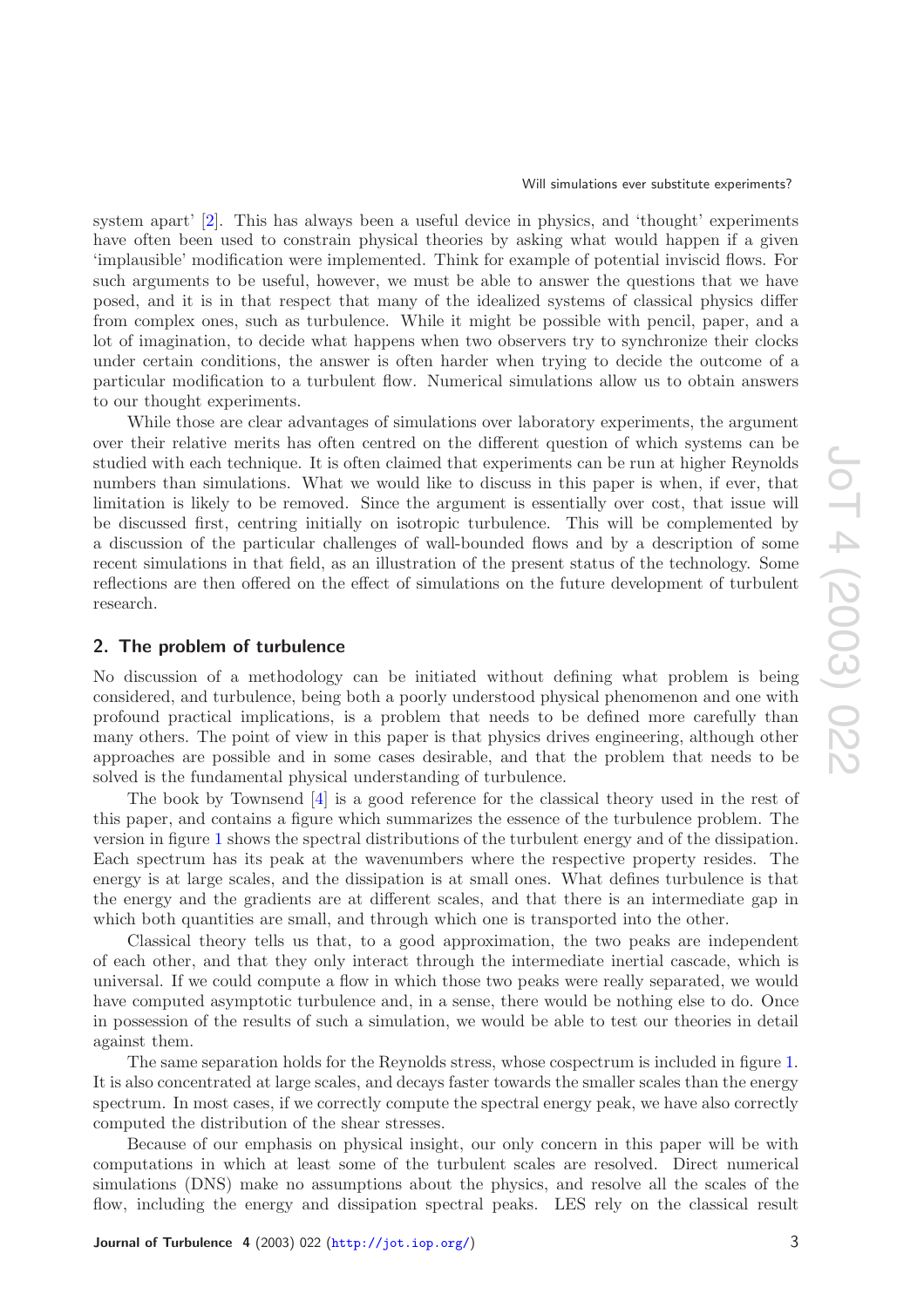system apart' [2]. This has always been a useful device in physics, and 'thought' experiments have often been used to constrain physical theories by asking what would happen if a given 'implausible' modification were implemented. Think for example of potential inviscid flows. For such arguments to be useful, however, we must be able to answer the questions that we have posed, and it is in that respect that many of the idealized systems of classical physics differ from complex ones, such as turbulence. While it might be possible with pencil, paper, and a lot of imagination, to decide what happens when two observers try to synchronize their clocks under certain conditions, the answer is often harder when trying to decide the outcome of a particular modification to a turbulent flow. Numerical simulations allow us to obtain answers to our thought experiments.

While those are clear advantages of simulations over laboratory experiments, the argument over their relative merits has often centred on the different question of which systems can be studied with each technique. It is often claimed that experiments can be run at higher Reynolds numbers than simulations. What we would like to discuss in this paper is when, if ever, that limitation is likely to be removed. Since the argument is essentially over cost, that issue will be discussed first, centring initially on isotropic turbulence. This will be complemented by a discussion of the particular challenges of wall-bounded flows and by a description of some recent simulations in that field, as an illustration of the present status of the technology. Some reflections are then offered on the effect of simulations on the future development of turbulent research.

## 2. The problem of turbulence

No discussion of a methodology can be initiated without defining what problem is being considered, and turbulence, being both a poorly understood physical phenomenon and one with profound practical implications, is a problem that needs to be defined more carefully than many others. The point of view in this paper is that physics drives engineering, although other approaches are possible and in some cases desirable, and that the problem that needs to be solved is the fundamental physical understanding of turbulence.

The book by Townsend [4] is a good reference for the classical theory used in the rest of this paper, and contains a figure which summarizes the essence of the turbulence problem. The version in figure 1 shows the spectral distributions of the turbulent energy and of the dissipation. Each spectrum has its peak at the wavenumbers where the respective property resides. The energy is at large scales, and the dissipation is at small ones. What defines turbulence is that the energy and the gradients are at different scales, and that there is an intermediate gap in which both quantities are small, and through which one is transported into the other.

Classical theory tells us that, to a good approximation, the two peaks are independent of each other, and that they only interact through the intermediate inertial cascade, which is universal. If we could compute a flow in which those two peaks were really separated, we would have computed asymptotic turbulence and, in a sense, there would be nothing else to do. Once in possession of the results of such a simulation, we would be able to test our theories in detail against them.

The same separation holds for the Reynolds stress, whose cospectrum is included in figure 1. It is also concentrated at large scales, and decays faster towards the smaller scales than the energy spectrum. In most cases, if we correctly compute the spectral energy peak, we have also correctly computed the distribution of the shear stresses.

Because of our emphasis on physical insight, our only concern in this paper will be with computations in which at least some of the turbulent scales are resolved. Direct numerical simulations (DNS) make no assumptions about the physics, and resolve all the scales of the flow, including the energy and dissipation spectral peaks. LES rely on the classical result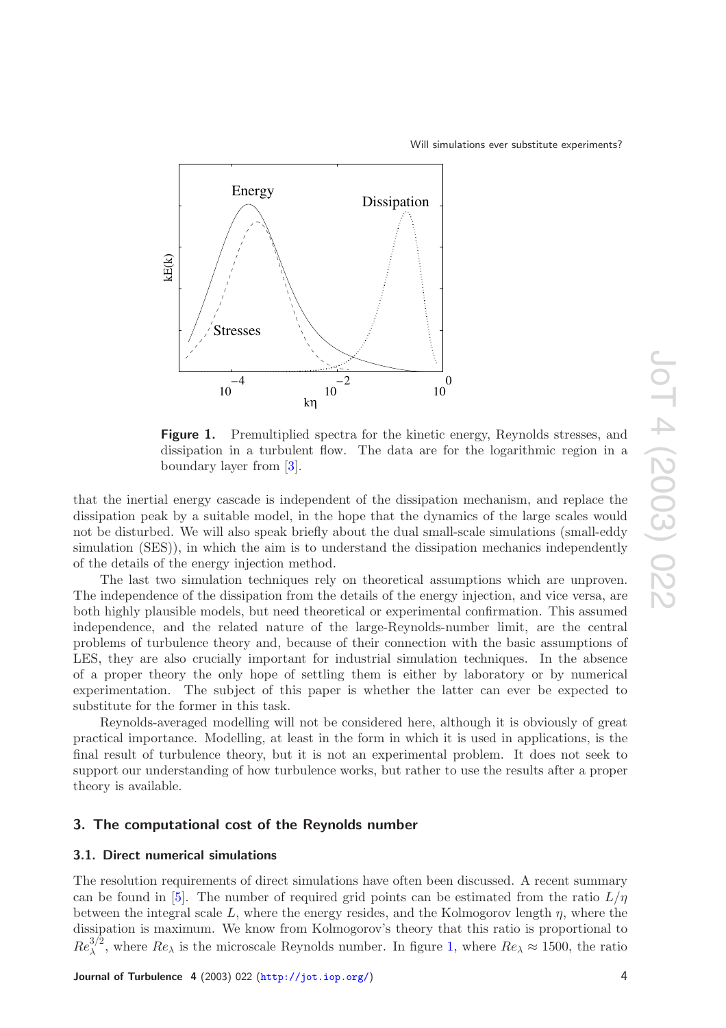**Figure 1.** Premultiplied spectra for the kinetic energy, Reynolds stresses, and dissipation in a turbulent flow. The data are for the logarithmic region in a boundary layer from [3].

that the inertial energy cascade is independent of the dissipation mechanism, and replace the dissipation peak by a suitable model, in the hope that the dynamics of the large scales would not be disturbed. We will also speak briefly about the dual small-scale simulations (small-eddy simulation (SES)), in which the aim is to understand the dissipation mechanics independently of the details of the energy injection method.

The last two simulation techniques rely on theoretical assumptions which are unproven. The independence of the dissipation from the details of the energy injection, and vice versa, are both highly plausible models, but need theoretical or experimental confirmation. This assumed independence, and the related nature of the large-Reynolds-number limit, are the central problems of turbulence theory and, because of their connection with the basic assumptions of LES, they are also crucially important for industrial simulation techniques. In the absence of a proper theory the only hope of settling them is either by laboratory or by numerical experimentation. The subject of this paper is whether the latter can ever be expected to substitute for the former in this task.

Reynolds-averaged modelling will not be considered here, although it is obviously of great practical importance. Modelling, at least in the form in which it is used in applications, is the final result of turbulence theory, but it is not an experimental problem. It does not seek to support our understanding of how turbulence works, but rather to use the results after a proper theory is available.

## 3. The computational cost of the Reynolds number

### 3.1. Direct numerical simulations

The resolution requirements of direct simulations have often been discussed. A recent summary can be found in [5]. The number of required grid points can be estimated from the ratio $L/\eta$ between the integral scale $L$, where the energy resides, and the Kolmogorov length $\eta$, where the dissipation is maximum. We know from Kolmogorov's theory that this ratio is proportional to $Re_\lambda^{3/2}$, where $Re_\lambda$ is the microscale Reynolds number. In figure 1, where $Re_\lambda \approx 1500$, the ratio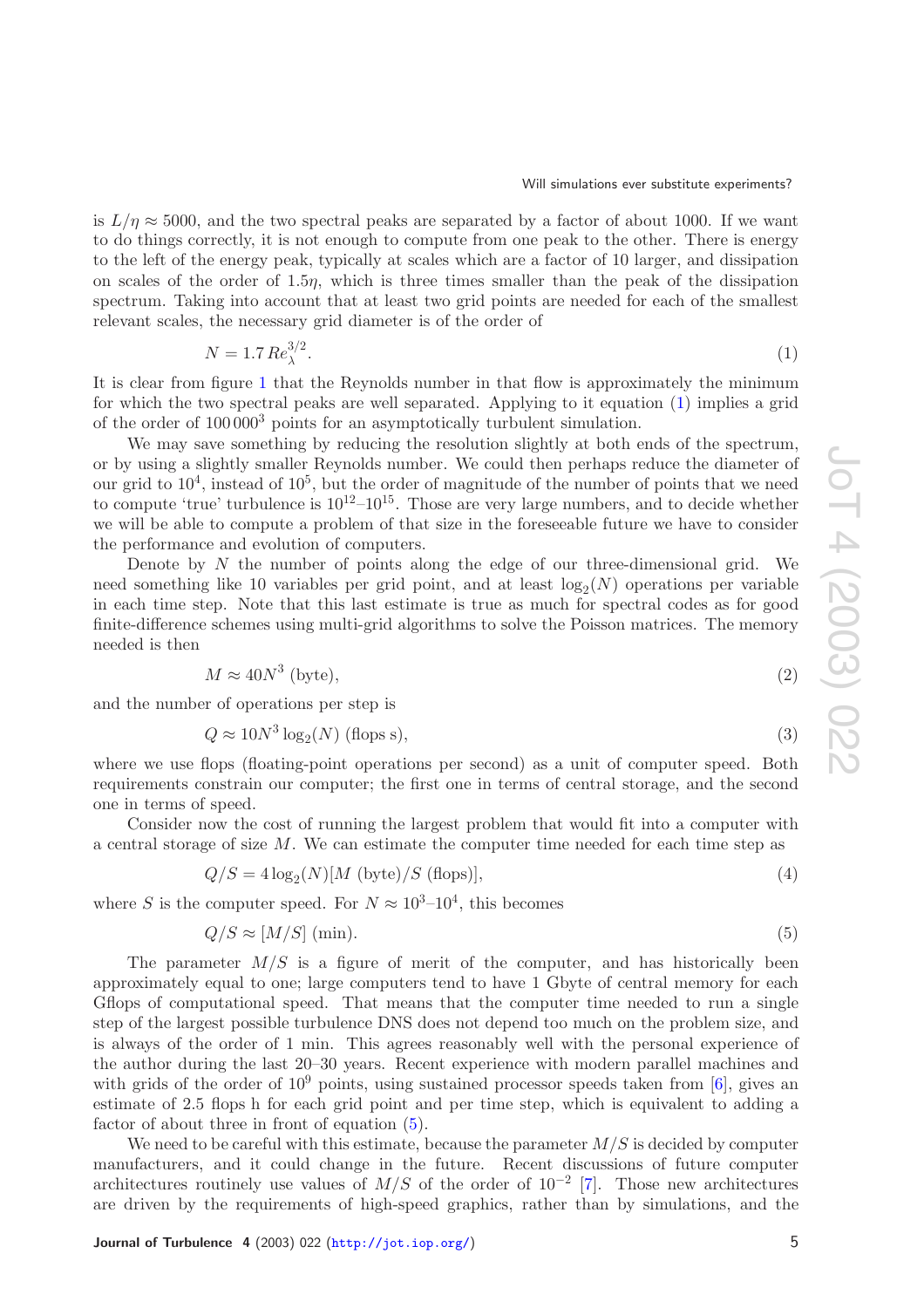is $L/\eta \approx 5000$, and the two spectral peaks are separated by a factor of about 1000. If we want to do things correctly, it is not enough to compute from one peak to the other. There is energy to the left of the energy peak, typically at scales which are a factor of 10 larger, and dissipation on scales of the order of $1.5\eta$, which is three times smaller than the peak of the dissipation spectrum. Taking into account that at least two grid points are needed for each of the smallest relevant scales, the necessary grid diameter is of the order of

$$N = 1.7\, Re_{\lambda}^{3/2}. \tag{1}$$

It is clear from figure 1 that the Reynolds number in that flow is approximately the minimum for which the two spectral peaks are well separated. Applying to it equation (1) implies a grid of the order of $100\,000^3$ points for an asymptotically turbulent simulation.

We may save something by reducing the resolution slightly at both ends of the spectrum, or by using a slightly smaller Reynolds number. We could then perhaps reduce the diameter of our grid to $10^4$, instead of $10^5$, but the order of magnitude of the number of points that we need to compute 'true' turbulence is $10^{12}$–$10^{15}$. Those are very large numbers, and to decide whether we will be able to compute a problem of that size in the foreseeable future we have to consider the performance and evolution of computers.

Denote by $N$ the number of points along the edge of our three-dimensional grid. We need something like 10 variables per grid point, and at least $\log_2(N)$ operations per variable in each time step. Note that this last estimate is true as much for spectral codes as for good finite-difference schemes using multi-grid algorithms to solve the Poisson matrices. The memory needed is then

$$M \approx 40N^3 \text{ (byte)}, \tag{2}$$

and the number of operations per step is

$$Q \approx 10N^3 \log_2(N) \text{ (flops s)}, \tag{3}$$

where we use flops (floating-point operations per second) as a unit of computer speed. Both requirements constrain our computer; the first one in terms of central storage, and the second one in terms of speed.

Consider now the cost of running the largest problem that would fit into a computer with a central storage of size $M$. We can estimate the computer time needed for each time step as

$$Q/S = 4\log_2(N)[M \text{ (byte)}/S \text{ (flops)}], \tag{4}$$

where $S$ is the computer speed. For $N \approx 10^3$–$10^4$, this becomes

$$Q/S \approx [M/S] \text{ (min)}. \tag{5}$$

The parameter $M/S$ is a figure of merit of the computer, and has historically been approximately equal to one; large computers tend to have 1 Gbyte of central memory for each Gflops of computational speed. That means that the computer time needed to run a single step of the largest possible turbulence DNS does not depend too much on the problem size, and is always of the order of 1 min. This agrees reasonably well with the personal experience of the author during the last 20–30 years. Recent experience with modern parallel machines and with grids of the order of $10^9$ points, using sustained processor speeds taken from [6], gives an estimate of 2.5 flops h for each grid point and per time step, which is equivalent to adding a factor of about three in front of equation (5).

We need to be careful with this estimate, because the parameter $M/S$ is decided by computer manufacturers, and it could change in the future. Recent discussions of future computer architectures routinely use values of $M/S$ of the order of $10^{-2}$ [7]. Those new architectures are driven by the requirements of high-speed graphics, rather than by simulations, and the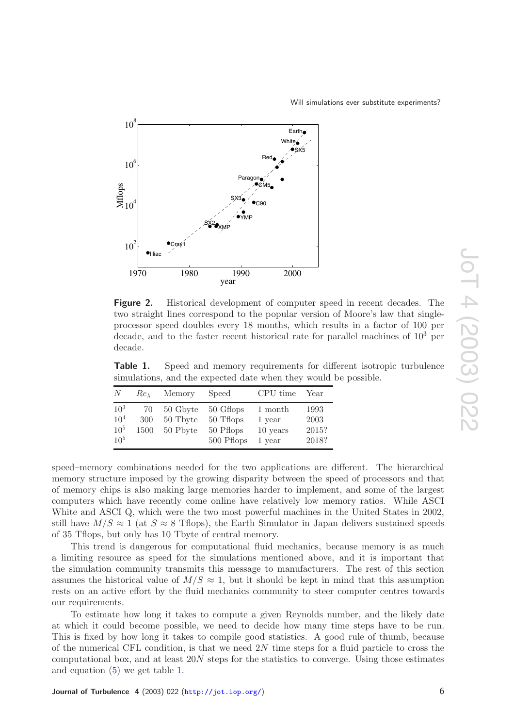**Figure 2.** Historical development of computer speed in recent decades. The two straight lines correspond to the popular version of Moore's law that single-processor speed doubles every 18 months, which results in a factor of 100 per decade, and to the faster recent historical rate for parallel machines of $10^3$ per decade.

**Table 1.** Speed and memory requirements for different isotropic turbulence simulations, and the expected date when they would be possible.

| $N$ | $Re_\lambda$ | Memory | Speed | CPU time | Year |
|---|---|---|---|---|---|
| $10^3$ | 70 | 50 Gbyte | 50 Gflops | 1 month | 1993 |
| $10^4$ | 300 | 50 Tbyte | 50 Tflops | 1 year | 2003 |
| $10^5$ | 1500 | 50 Pbyte | 50 Pflops | 10 years | 2015? |
| $10^5$ | | | 500 Pflops | 1 year | 2018? |

speed–memory combinations needed for the two applications are different. The hierarchical memory structure imposed by the growing disparity between the speed of processors and that of memory chips is also making large memories harder to implement, and some of the largest computers which have recently come online have relatively low memory ratios. While ASCI White and ASCI Q, which were the two most powerful machines in the United States in 2002, still have $M/S \approx 1$ (at $S \approx 8$ Tflops), the Earth Simulator in Japan delivers sustained speeds of 35 Tflops, but only has 10 Tbyte of central memory.

This trend is dangerous for computational fluid mechanics, because memory is as much a limiting resource as speed for the simulations mentioned above, and it is important that the simulation community transmits this message to manufacturers. The rest of this section assumes the historical value of $M/S \approx 1$, but it should be kept in mind that this assumption rests on an active effort by the fluid mechanics community to steer computer centres towards our requirements.

To estimate how long it takes to compute a given Reynolds number, and the likely date at which it could become possible, we need to decide how many time steps have to be run. This is fixed by how long it takes to compile good statistics. A good rule of thumb, because of the numerical CFL condition, is that we need $2N$ time steps for a fluid particle to cross the computational box, and at least $20N$ steps for the statistics to converge. Using those estimates and equation (5) we get table 1.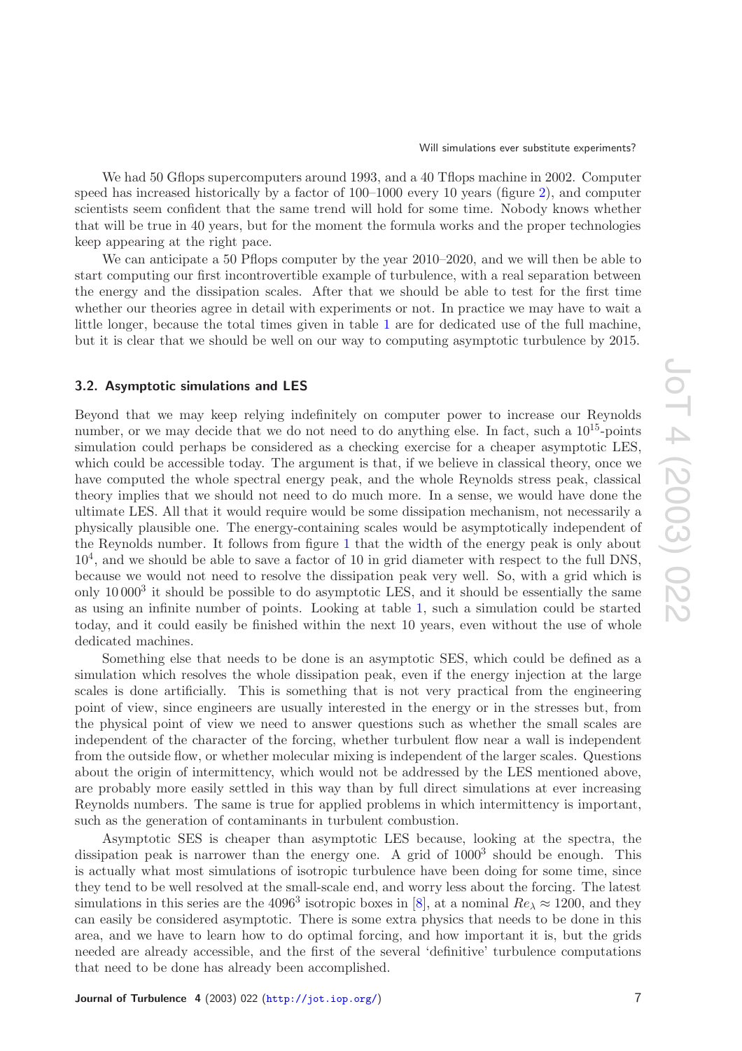We had 50 Gflops supercomputers around 1993, and a 40 Tflops machine in 2002. Computer speed has increased historically by a factor of 100–1000 every 10 years (figure 2), and computer scientists seem confident that the same trend will hold for some time. Nobody knows whether that will be true in 40 years, but for the moment the formula works and the proper technologies keep appearing at the right pace.

We can anticipate a 50 Pflops computer by the year 2010–2020, and we will then be able to start computing our first incontrovertible example of turbulence, with a real separation between the energy and the dissipation scales. After that we should be able to test for the first time whether our theories agree in detail with experiments or not. In practice we may have to wait a little longer, because the total times given in table 1 are for dedicated use of the full machine, but it is clear that we should be well on our way to computing asymptotic turbulence by 2015.

### 3.2. Asymptotic simulations and LES

Beyond that we may keep relying indefinitely on computer power to increase our Reynolds number, or we may decide that we do not need to do anything else. In fact, such a $10^{15}$-points simulation could perhaps be considered as a checking exercise for a cheaper asymptotic LES, which could be accessible today. The argument is that, if we believe in classical theory, once we have computed the whole spectral energy peak, and the whole Reynolds stress peak, classical theory implies that we should not need to do much more. In a sense, we would have done the ultimate LES. All that it would require would be some dissipation mechanism, not necessarily a physically plausible one. The energy-containing scales would be asymptotically independent of the Reynolds number. It follows from figure 1 that the width of the energy peak is only about $10^4$, and we should be able to save a factor of 10 in grid diameter with respect to the full DNS, because we would not need to resolve the dissipation peak very well. So, with a grid which is only $10\,000^3$ it should be possible to do asymptotic LES, and it should be essentially the same as using an infinite number of points. Looking at table 1, such a simulation could be started today, and it could easily be finished within the next 10 years, even without the use of whole dedicated machines.

Something else that needs to be done is an asymptotic SES, which could be defined as a simulation which resolves the whole dissipation peak, even if the energy injection at the large scales is done artificially. This is something that is not very practical from the engineering point of view, since engineers are usually interested in the energy or in the stresses but, from the physical point of view we need to answer questions such as whether the small scales are independent of the character of the forcing, whether turbulent flow near a wall is independent from the outside flow, or whether molecular mixing is independent of the larger scales. Questions about the origin of intermittency, which would not be addressed by the LES mentioned above, are probably more easily settled in this way than by full direct simulations at ever increasing Reynolds numbers. The same is true for applied problems in which intermittency is important, such as the generation of contaminants in turbulent combustion.

Asymptotic SES is cheaper than asymptotic LES because, looking at the spectra, the dissipation peak is narrower than the energy one. A grid of $1000^3$ should be enough. This is actually what most simulations of isotropic turbulence have been doing for some time, since they tend to be well resolved at the small-scale end, and worry less about the forcing. The latest simulations in this series are the $4096^3$ isotropic boxes in [8], at a nominal $Re_\lambda \approx 1200$, and they can easily be considered asymptotic. There is some extra physics that needs to be done in this area, and we have to learn how to do optimal forcing, and how important it is, but the grids needed are already accessible, and the first of the several 'definitive' turbulence computations that need to be done has already been accomplished.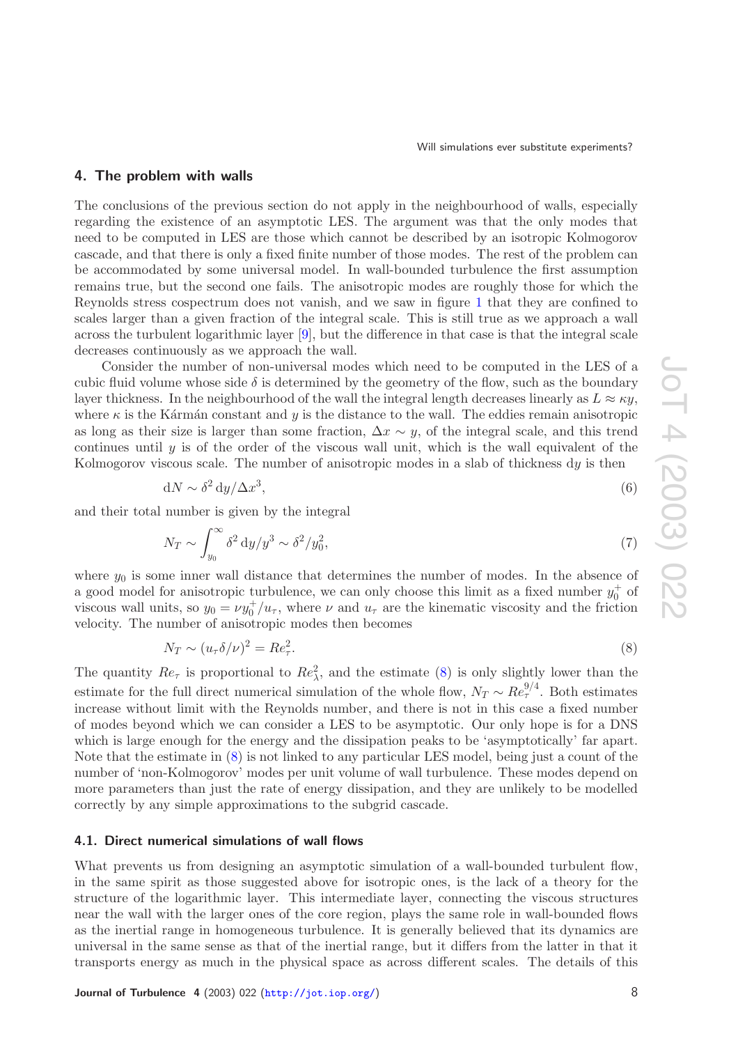## 4. The problem with walls

The conclusions of the previous section do not apply in the neighbourhood of walls, especially regarding the existence of an asymptotic LES. The argument was that the only modes that need to be computed in LES are those which cannot be described by an isotropic Kolmogorov cascade, and that there is only a fixed finite number of those modes. The rest of the problem can be accommodated by some universal model. In wall-bounded turbulence the first assumption remains true, but the second one fails. The anisotropic modes are roughly those for which the Reynolds stress cospectrum does not vanish, and we saw in figure 1 that they are confined to scales larger than a given fraction of the integral scale. This is still true as we approach a wall across the turbulent logarithmic layer [9], but the difference in that case is that the integral scale decreases continuously as we approach the wall.

Consider the number of non-universal modes which need to be computed in the LES of a cubic fluid volume whose side $\delta$ is determined by the geometry of the flow, such as the boundary layer thickness. In the neighbourhood of the wall the integral length decreases linearly as $L \approx \kappa y$, where $\kappa$ is the Kármán constant and $y$ is the distance to the wall. The eddies remain anisotropic as long as their size is larger than some fraction, $\Delta x \sim y$, of the integral scale, and this trend continues until $y$ is of the order of the viscous wall unit, which is the wall equivalent of the Kolmogorov viscous scale. The number of anisotropic modes in a slab of thickness $\mathrm{d}y$ is then

$$\mathrm{d}N \sim \delta^2 \, \mathrm{d}y/\Delta x^3, \tag{6}$$

and their total number is given by the integral

$$N_T \sim \int_{y_0}^{\infty} \delta^2 \, \mathrm{d}y/y^3 \sim \delta^2/y_0^2, \tag{7}$$

where $y_0$ is some inner wall distance that determines the number of modes. In the absence of a good model for anisotropic turbulence, we can only choose this limit as a fixed number $y_0^+$ of viscous wall units, so $y_0 = \nu y_0^+/u_\tau$, where $\nu$ and $u_\tau$ are the kinematic viscosity and the friction velocity. The number of anisotropic modes then becomes

$$N_T \sim (u_\tau \delta/\nu)^2 = Re_\tau^2. \tag{8}$$

The quantity $Re_\tau$ is proportional to $Re_\lambda^2$, and the estimate (8) is only slightly lower than the estimate for the full direct numerical simulation of the whole flow, $N_T \sim Re_\tau^{9/4}$. Both estimates increase without limit with the Reynolds number, and there is not in this case a fixed number of modes beyond which we can consider a LES to be asymptotic. Our only hope is for a DNS which is large enough for the energy and the dissipation peaks to be 'asymptotically' far apart. Note that the estimate in (8) is not linked to any particular LES model, being just a count of the number of 'non-Kolmogorov' modes per unit volume of wall turbulence. These modes depend on more parameters than just the rate of energy dissipation, and they are unlikely to be modelled correctly by any simple approximations to the subgrid cascade.

### 4.1. Direct numerical simulations of wall flows

What prevents us from designing an asymptotic simulation of a wall-bounded turbulent flow, in the same spirit as those suggested above for isotropic ones, is the lack of a theory for the structure of the logarithmic layer. This intermediate layer, connecting the viscous structures near the wall with the larger ones of the core region, plays the same role in wall-bounded flows as the inertial range in homogeneous turbulence. It is generally believed that its dynamics are universal in the same sense as that of the inertial range, but it differs from the latter in that it transports energy as much in the physical space as across different scales. The details of this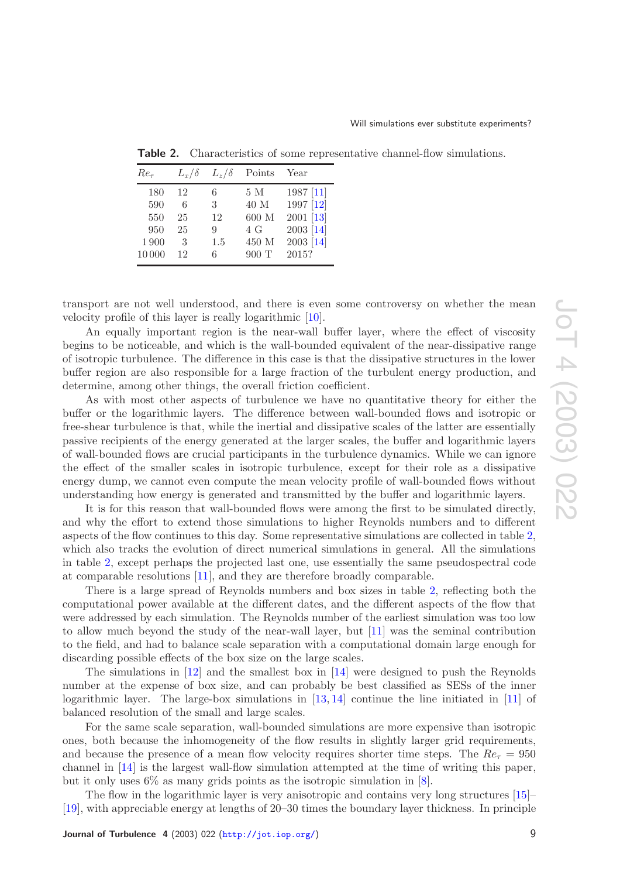**Table 2.** Characteristics of some representative channel-flow simulations.

| $Re_\tau$ | $L_x/\delta$ | $L_z/\delta$ | Points | Year |
|---|---|---|---|---|
| 180 | 12 | 6 | 5 M | 1987 [11] |
| 590 | 6 | 3 | 40 M | 1997 [12] |
| 550 | 25 | 12 | 600 M | 2001 [13] |
| 950 | 25 | 9 | 4 G | 2003 [14] |
| 1 900 | 3 | 1.5 | 450 M | 2003 [14] |
| 10 000 | 12 | 6 | 900 T | 2015? |

transport are not well understood, and there is even some controversy on whether the mean velocity profile of this layer is really logarithmic [10].

An equally important region is the near-wall buffer layer, where the effect of viscosity begins to be noticeable, and which is the wall-bounded equivalent of the near-dissipative range of isotropic turbulence. The difference in this case is that the dissipative structures in the lower buffer region are also responsible for a large fraction of the turbulent energy production, and determine, among other things, the overall friction coefficient.

As with most other aspects of turbulence we have no quantitative theory for either the buffer or the logarithmic layers. The difference between wall-bounded flows and isotropic or free-shear turbulence is that, while the inertial and dissipative scales of the latter are essentially passive recipients of the energy generated at the larger scales, the buffer and logarithmic layers of wall-bounded flows are crucial participants in the turbulence dynamics. While we can ignore the effect of the smaller scales in isotropic turbulence, except for their role as a dissipative energy dump, we cannot even compute the mean velocity profile of wall-bounded flows without understanding how energy is generated and transmitted by the buffer and logarithmic layers.

It is for this reason that wall-bounded flows were among the first to be simulated directly, and why the effort to extend those simulations to higher Reynolds numbers and to different aspects of the flow continues to this day. Some representative simulations are collected in table 2, which also tracks the evolution of direct numerical simulations in general. All the simulations in table 2, except perhaps the projected last one, use essentially the same pseudospectral code at comparable resolutions [11], and they are therefore broadly comparable.

There is a large spread of Reynolds numbers and box sizes in table 2, reflecting both the computational power available at the different dates, and the different aspects of the flow that were addressed by each simulation. The Reynolds number of the earliest simulation was too low to allow much beyond the study of the near-wall layer, but [11] was the seminal contribution to the field, and had to balance scale separation with a computational domain large enough for discarding possible effects of the box size on the large scales.

The simulations in [12] and the smallest box in [14] were designed to push the Reynolds number at the expense of box size, and can probably be best classified as SESs of the inner logarithmic layer. The large-box simulations in [13, 14] continue the line initiated in [11] of balanced resolution of the small and large scales.

For the same scale separation, wall-bounded simulations are more expensive than isotropic ones, both because the inhomogeneity of the flow results in slightly larger grid requirements, and because the presence of a mean flow velocity requires shorter time steps. The $Re_\tau = 950$ channel in [14] is the largest wall-flow simulation attempted at the time of writing this paper, but it only uses 6% as many grids points as the isotropic simulation in [8].

The flow in the logarithmic layer is very anisotropic and contains very long structures [15]–[19], with appreciable energy at lengths of 20–30 times the boundary layer thickness. In principle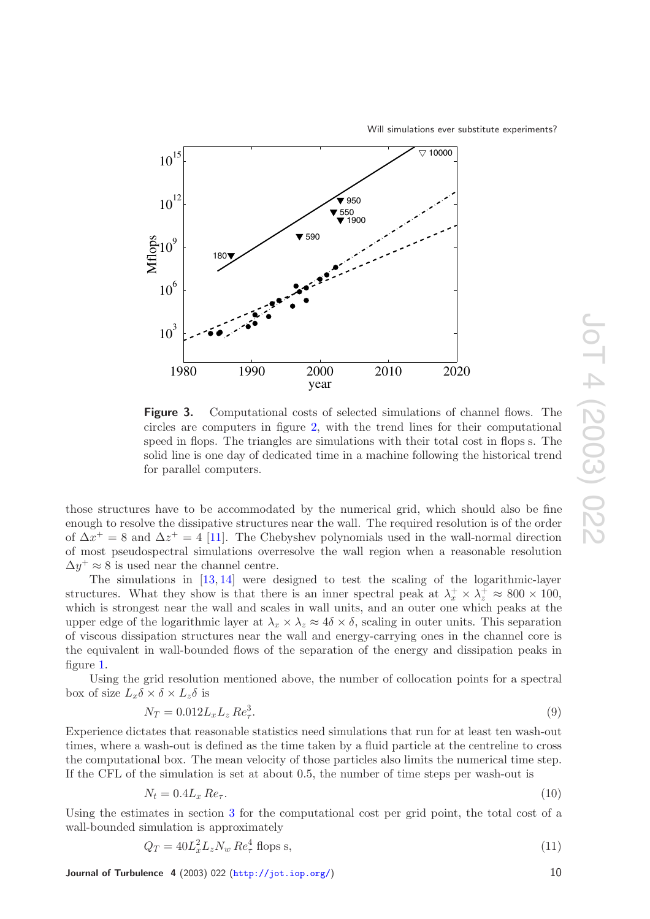**Figure 3.** Computational costs of selected simulations of channel flows. The circles are computers in figure 2, with the trend lines for their computational speed in flops. The triangles are simulations with their total cost in flops s. The solid line is one day of dedicated time in a machine following the historical trend for parallel computers.

those structures have to be accommodated by the numerical grid, which should also be fine enough to resolve the dissipative structures near the wall. The required resolution is of the order of $\Delta x^+ = 8$ and $\Delta z^+ = 4$ [11]. The Chebyshev polynomials used in the wall-normal direction of most pseudospectral simulations overresolve the wall region when a reasonable resolution $\Delta y^+ \approx 8$ is used near the channel centre.

The simulations in [13, 14] were designed to test the scaling of the logarithmic-layer structures. What they show is that there is an inner spectral peak at $\lambda_x^+ \times \lambda_z^+ \approx 800 \times 100$, which is strongest near the wall and scales in wall units, and an outer one which peaks at the upper edge of the logarithmic layer at $\lambda_x \times \lambda_z \approx 4\delta \times \delta$, scaling in outer units. This separation of viscous dissipation structures near the wall and energy-carrying ones in the channel core is the equivalent in wall-bounded flows of the separation of the energy and dissipation peaks in figure 1.

Using the grid resolution mentioned above, the number of collocation points for a spectral box of size $L_x\delta \times \delta \times L_z\delta$ is

$$N_T = 0.012 L_x L_z \, Re_\tau^3. \tag{9}$$

Experience dictates that reasonable statistics need simulations that run for at least ten wash-out times, where a wash-out is defined as the time taken by a fluid particle at the centreline to cross the computational box. The mean velocity of those particles also limits the numerical time step. If the CFL of the simulation is set at about 0.5, the number of time steps per wash-out is

$$N_t = 0.4 L_x \, Re_\tau. \tag{10}$$

Using the estimates in section 3 for the computational cost per grid point, the total cost of a wall-bounded simulation is approximately

$$Q_T = 40 L_x^2 L_z N_w \, Re_\tau^4 \text{ flops s}, \tag{11}$$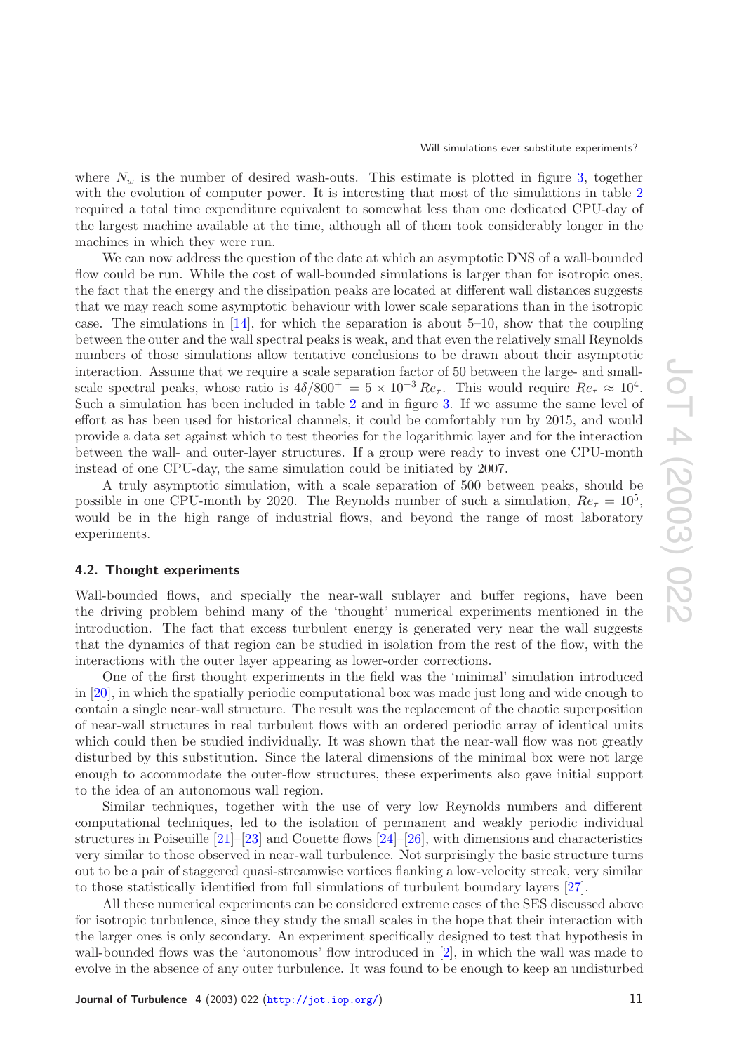where $N_w$ is the number of desired wash-outs. This estimate is plotted in figure 3, together with the evolution of computer power. It is interesting that most of the simulations in table 2 required a total time expenditure equivalent to somewhat less than one dedicated CPU-day of the largest machine available at the time, although all of them took considerably longer in the machines in which they were run.

We can now address the question of the date at which an asymptotic DNS of a wall-bounded flow could be run. While the cost of wall-bounded simulations is larger than for isotropic ones, the fact that the energy and the dissipation peaks are located at different wall distances suggests that we may reach some asymptotic behaviour with lower scale separations than in the isotropic case. The simulations in [14], for which the separation is about 5–10, show that the coupling between the outer and the wall spectral peaks is weak, and that even the relatively small Reynolds numbers of those simulations allow tentative conclusions to be drawn about their asymptotic interaction. Assume that we require a scale separation factor of 50 between the large- and small-scale spectral peaks, whose ratio is $4\delta/800^+ = 5 \times 10^{-3}\, Re_\tau$. This would require $Re_\tau \approx 10^4$. Such a simulation has been included in table 2 and in figure 3. If we assume the same level of effort as has been used for historical channels, it could be comfortably run by 2015, and would provide a data set against which to test theories for the logarithmic layer and for the interaction between the wall- and outer-layer structures. If a group were ready to invest one CPU-month instead of one CPU-day, the same simulation could be initiated by 2007.

A truly asymptotic simulation, with a scale separation of 500 between peaks, should be possible in one CPU-month by 2020. The Reynolds number of such a simulation, $Re_\tau = 10^5$, would be in the high range of industrial flows, and beyond the range of most laboratory experiments.

### 4.2. Thought experiments

Wall-bounded flows, and specially the near-wall sublayer and buffer regions, have been the driving problem behind many of the 'thought' numerical experiments mentioned in the introduction. The fact that excess turbulent energy is generated very near the wall suggests that the dynamics of that region can be studied in isolation from the rest of the flow, with the interactions with the outer layer appearing as lower-order corrections.

One of the first thought experiments in the field was the 'minimal' simulation introduced in [20], in which the spatially periodic computational box was made just long and wide enough to contain a single near-wall structure. The result was the replacement of the chaotic superposition of near-wall structures in real turbulent flows with an ordered periodic array of identical units which could then be studied individually. It was shown that the near-wall flow was not greatly disturbed by this substitution. Since the lateral dimensions of the minimal box were not large enough to accommodate the outer-flow structures, these experiments also gave initial support to the idea of an autonomous wall region.

Similar techniques, together with the use of very low Reynolds numbers and different computational techniques, led to the isolation of permanent and weakly periodic individual structures in Poiseuille [21]–[23] and Couette flows [24]–[26], with dimensions and characteristics very similar to those observed in near-wall turbulence. Not surprisingly the basic structure turns out to be a pair of staggered quasi-streamwise vortices flanking a low-velocity streak, very similar to those statistically identified from full simulations of turbulent boundary layers [27].

All these numerical experiments can be considered extreme cases of the SES discussed above for isotropic turbulence, since they study the small scales in the hope that their interaction with the larger ones is only secondary. An experiment specifically designed to test that hypothesis in wall-bounded flows was the 'autonomous' flow introduced in [2], in which the wall was made to evolve in the absence of any outer turbulence. It was found to be enough to keep an undisturbed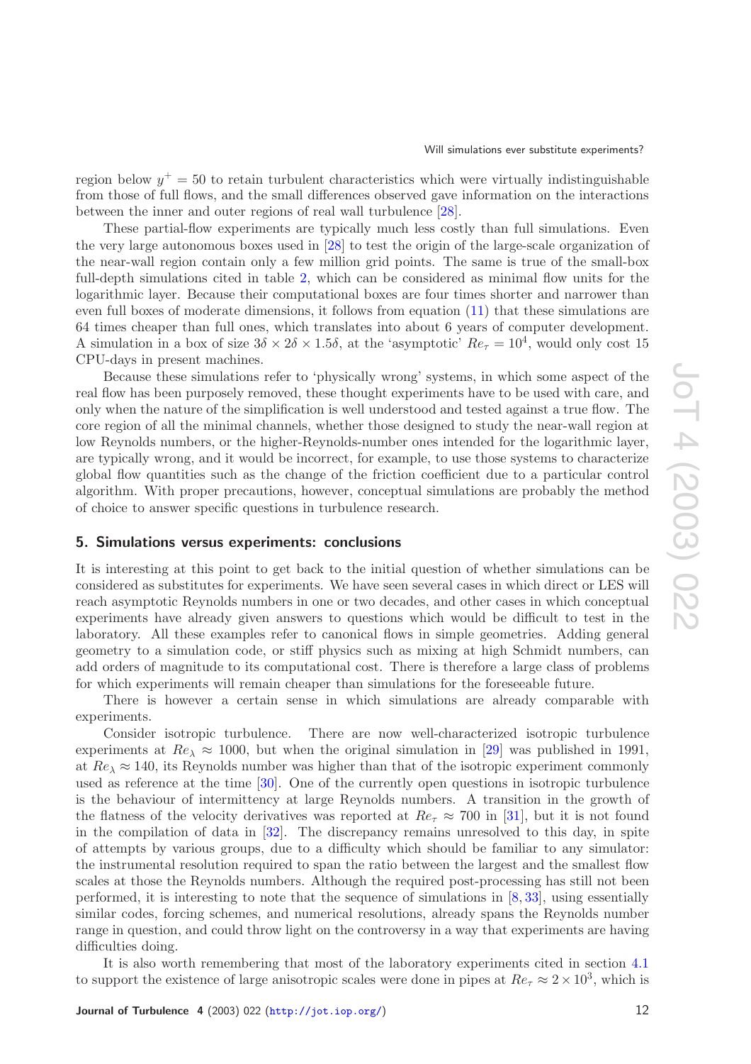region below $y^+ = 50$ to retain turbulent characteristics which were virtually indistinguishable from those of full flows, and the small differences observed gave information on the interactions between the inner and outer regions of real wall turbulence [28].

These partial-flow experiments are typically much less costly than full simulations. Even the very large autonomous boxes used in [28] to test the origin of the large-scale organization of the near-wall region contain only a few million grid points. The same is true of the small-box full-depth simulations cited in table 2, which can be considered as minimal flow units for the logarithmic layer. Because their computational boxes are four times shorter and narrower than even full boxes of moderate dimensions, it follows from equation (11) that these simulations are 64 times cheaper than full ones, which translates into about 6 years of computer development. A simulation in a box of size $3\delta \times 2\delta \times 1.5\delta$, at the 'asymptotic' $Re_\tau = 10^4$, would only cost 15 CPU-days in present machines.

Because these simulations refer to 'physically wrong' systems, in which some aspect of the real flow has been purposely removed, these thought experiments have to be used with care, and only when the nature of the simplification is well understood and tested against a true flow. The core region of all the minimal channels, whether those designed to study the near-wall region at low Reynolds numbers, or the higher-Reynolds-number ones intended for the logarithmic layer, are typically wrong, and it would be incorrect, for example, to use those systems to characterize global flow quantities such as the change of the friction coefficient due to a particular control algorithm. With proper precautions, however, conceptual simulations are probably the method of choice to answer specific questions in turbulence research.

## 5. Simulations versus experiments: conclusions

It is interesting at this point to get back to the initial question of whether simulations can be considered as substitutes for experiments. We have seen several cases in which direct or LES will reach asymptotic Reynolds numbers in one or two decades, and other cases in which conceptual experiments have already given answers to questions which would be difficult to test in the laboratory. All these examples refer to canonical flows in simple geometries. Adding general geometry to a simulation code, or stiff physics such as mixing at high Schmidt numbers, can add orders of magnitude to its computational cost. There is therefore a large class of problems for which experiments will remain cheaper than simulations for the foreseeable future.

There is however a certain sense in which simulations are already comparable with experiments.

Consider isotropic turbulence. There are now well-characterized isotropic turbulence experiments at $Re_\lambda \approx 1000$, but when the original simulation in [29] was published in 1991, at $Re_\lambda \approx 140$, its Reynolds number was higher than that of the isotropic experiment commonly used as reference at the time [30]. One of the currently open questions in isotropic turbulence is the behaviour of intermittency at large Reynolds numbers. A transition in the growth of the flatness of the velocity derivatives was reported at $Re_\tau \approx 700$ in [31], but it is not found in the compilation of data in [32]. The discrepancy remains unresolved to this day, in spite of attempts by various groups, due to a difficulty which should be familiar to any simulator: the instrumental resolution required to span the ratio between the largest and the smallest flow scales at those the Reynolds numbers. Although the required post-processing has still not been performed, it is interesting to note that the sequence of simulations in [8, 33], using essentially similar codes, forcing schemes, and numerical resolutions, already spans the Reynolds number range in question, and could throw light on the controversy in a way that experiments are having difficulties doing.

It is also worth remembering that most of the laboratory experiments cited in section 4.1 to support the existence of large anisotropic scales were done in pipes at $Re_\tau \approx 2 \times 10^3$, which is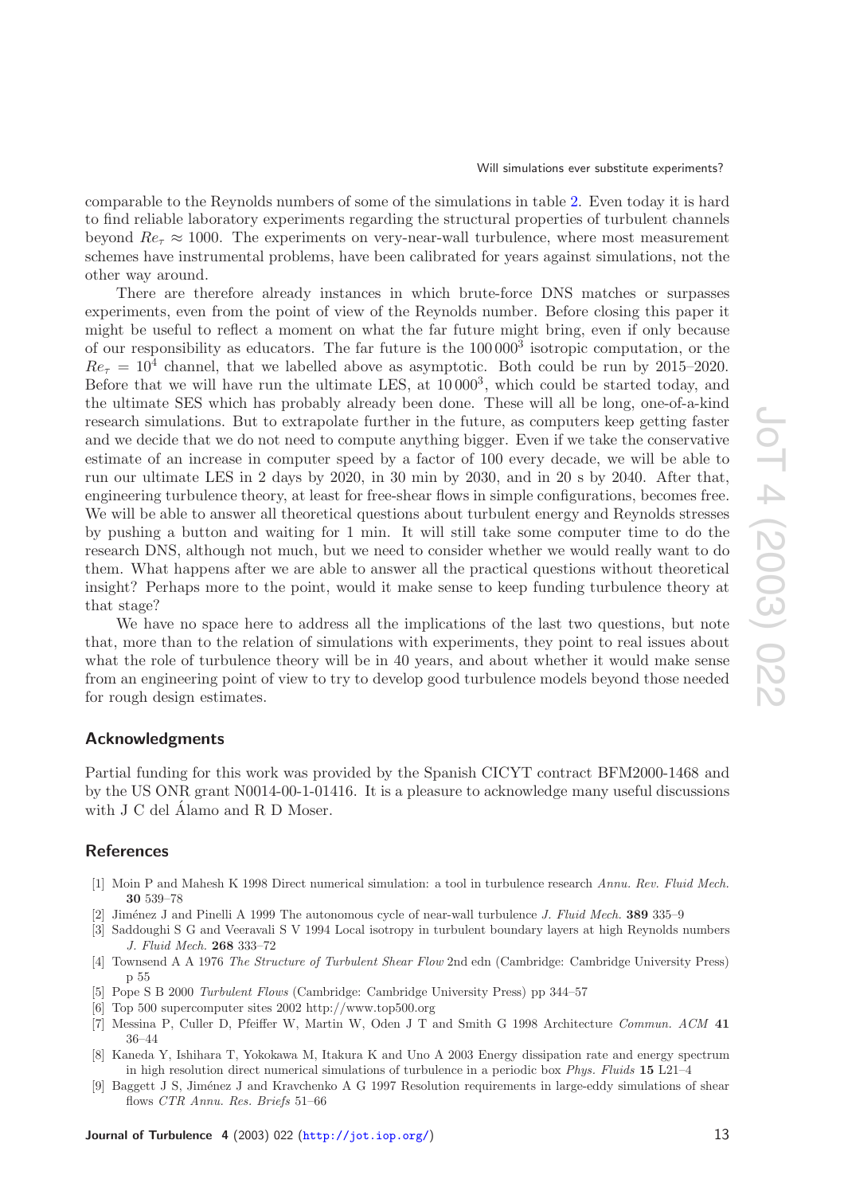comparable to the Reynolds numbers of some of the simulations in table 2. Even today it is hard to find reliable laboratory experiments regarding the structural properties of turbulent channels beyond $Re_\tau \approx 1000$. The experiments on very-near-wall turbulence, where most measurement schemes have instrumental problems, have been calibrated for years against simulations, not the other way around.

There are therefore already instances in which brute-force DNS matches or surpasses experiments, even from the point of view of the Reynolds number. Before closing this paper it might be useful to reflect a moment on what the far future might bring, even if only because of our responsibility as educators. The far future is the $100\,000^3$ isotropic computation, or the $Re_\tau = 10^4$ channel, that we labelled above as asymptotic. Both could be run by 2015–2020. Before that we will have run the ultimate LES, at $10\,000^3$, which could be started today, and the ultimate SES which has probably already been done. These will all be long, one-of-a-kind research simulations. But to extrapolate further in the future, as computers keep getting faster and we decide that we do not need to compute anything bigger. Even if we take the conservative estimate of an increase in computer speed by a factor of 100 every decade, we will be able to run our ultimate LES in 2 days by 2020, in 30 min by 2030, and in 20 s by 2040. After that, engineering turbulence theory, at least for free-shear flows in simple configurations, becomes free. We will be able to answer all theoretical questions about turbulent energy and Reynolds stresses by pushing a button and waiting for 1 min. It will still take some computer time to do the research DNS, although not much, but we need to consider whether we would really want to do them. What happens after we are able to answer all the practical questions without theoretical insight? Perhaps more to the point, would it make sense to keep funding turbulence theory at that stage?

We have no space here to address all the implications of the last two questions, but note that, more than to the relation of simulations with experiments, they point to real issues about what the role of turbulence theory will be in 40 years, and about whether it would make sense from an engineering point of view to try to develop good turbulence models beyond those needed for rough design estimates.

## Acknowledgments

Partial funding for this work was provided by the Spanish CICYT contract BFM2000-1468 and by the US ONR grant N0014-00-1-01416. It is a pleasure to acknowledge many useful discussions with J C del Álamo and R D Moser.

## References

[1] Moin P and Mahesh K 1998 Direct numerical simulation: a tool in turbulence research *Annu. Rev. Fluid Mech.* **30** 539–78

[2] Jiménez J and Pinelli A 1999 The autonomous cycle of near-wall turbulence *J. Fluid Mech.* **389** 335–9

[3] Saddoughi S G and Veeravali S V 1994 Local isotropy in turbulent boundary layers at high Reynolds numbers *J. Fluid Mech.* **268** 333–72

[4] Townsend A A 1976 *The Structure of Turbulent Shear Flow* 2nd edn (Cambridge: Cambridge University Press) p 55

[5] Pope S B 2000 *Turbulent Flows* (Cambridge: Cambridge University Press) pp 344–57

[6] Top 500 supercomputer sites 2002 http://www.top500.org

[7] Messina P, Culler D, Pfeiffer W, Martin W, Oden J T and Smith G 1998 Architecture *Commun. ACM* **41** 36–44

[8] Kaneda Y, Ishihara T, Yokokawa M, Itakura K and Uno A 2003 Energy dissipation rate and energy spectrum in high resolution direct numerical simulations of turbulence in a periodic box *Phys. Fluids* **15** L21–4

[9] Baggett J S, Jiménez J and Kravchenko A G 1997 Resolution requirements in large-eddy simulations of shear flows *CTR Annu. Res. Briefs* 51–66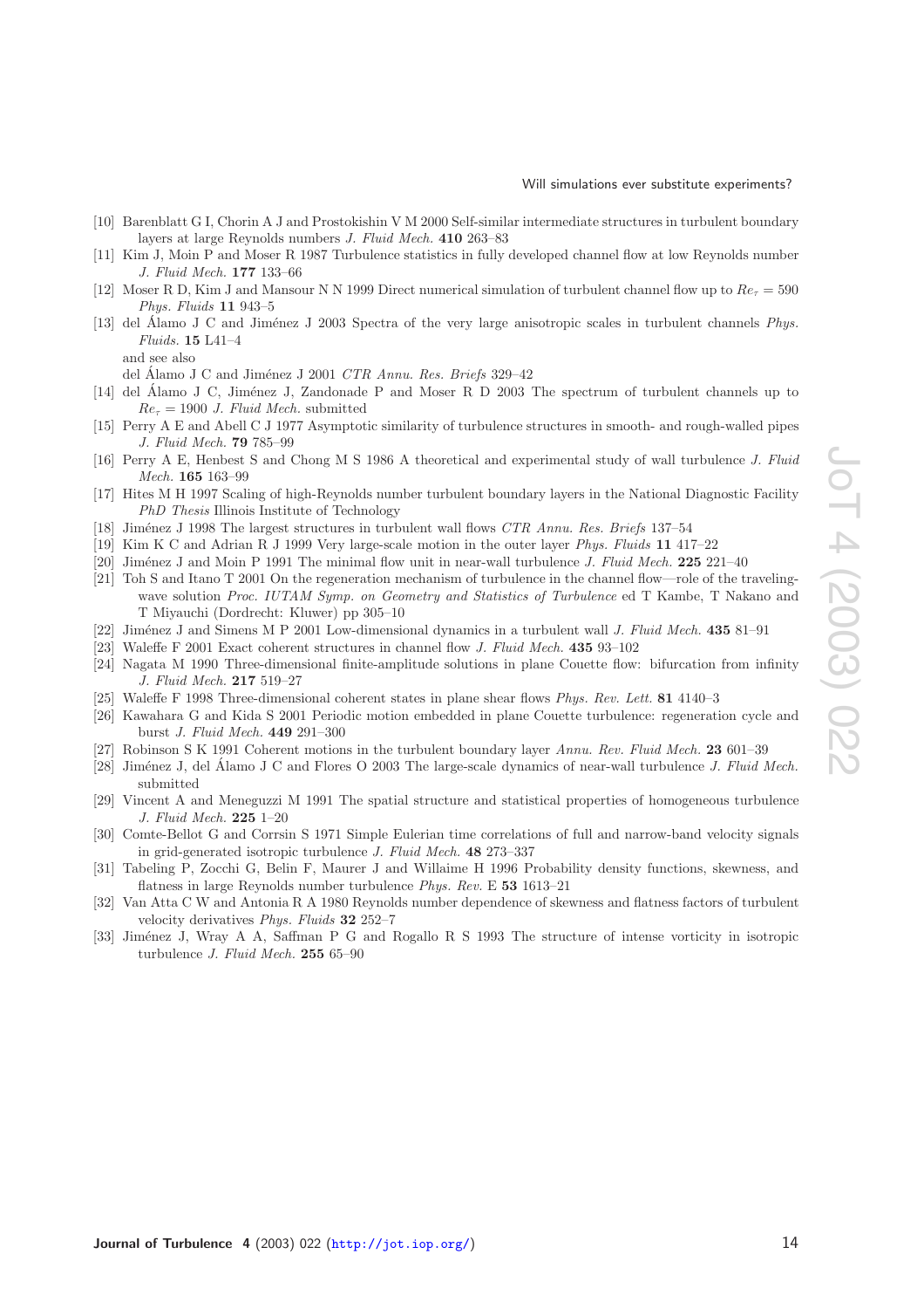[10] Barenblatt G I, Chorin A J and Prostokishin V M 2000 Self-similar intermediate structures in turbulent boundary layers at large Reynolds numbers *J. Fluid Mech.* **410** 263–83

[11] Kim J, Moin P and Moser R 1987 Turbulence statistics in fully developed channel flow at low Reynolds number *J. Fluid Mech.* **177** 133–66

[12] Moser R D, Kim J and Mansour N N 1999 Direct numerical simulation of turbulent channel flow up to $Re_\tau = 590$ *Phys. Fluids* **11** 943–5

[13] del Álamo J C and Jiménez J 2003 Spectra of the very large anisotropic scales in turbulent channels *Phys. Fluids.* **15** L41–4
and see also
del Álamo J C and Jiménez J 2001 *CTR Annu. Res. Briefs* 329–42

[14] del Álamo J C, Jiménez J, Zandonade P and Moser R D 2003 The spectrum of turbulent channels up to $Re_\tau = 1900$ *J. Fluid Mech.* submitted

[15] Perry A E and Abell C J 1977 Asymptotic similarity of turbulence structures in smooth- and rough-walled pipes *J. Fluid Mech.* **79** 785–99

[16] Perry A E, Henbest S and Chong M S 1986 A theoretical and experimental study of wall turbulence *J. Fluid Mech.* **165** 163–99

[17] Hites M H 1997 Scaling of high-Reynolds number turbulent boundary layers in the National Diagnostic Facility *PhD Thesis* Illinois Institute of Technology

[18] Jiménez J 1998 The largest structures in turbulent wall flows *CTR Annu. Res. Briefs* 137–54

[19] Kim K C and Adrian R J 1999 Very large-scale motion in the outer layer *Phys. Fluids* **11** 417–22

[20] Jiménez J and Moin P 1991 The minimal flow unit in near-wall turbulence *J. Fluid Mech.* **225** 221–40

[21] Toh S and Itano T 2001 On the regeneration mechanism of turbulence in the channel flow—role of the traveling-wave solution *Proc. IUTAM Symp. on Geometry and Statistics of Turbulence* ed T Kambe, T Nakano and T Miyauchi (Dordrecht: Kluwer) pp 305–10

[22] Jiménez J and Simens M P 2001 Low-dimensional dynamics in a turbulent wall *J. Fluid Mech.* **435** 81–91

[23] Waleffe F 2001 Exact coherent structures in channel flow *J. Fluid Mech.* **435** 93–102

[24] Nagata M 1990 Three-dimensional finite-amplitude solutions in plane Couette flow: bifurcation from infinity *J. Fluid Mech.* **217** 519–27

[25] Waleffe F 1998 Three-dimensional coherent states in plane shear flows *Phys. Rev. Lett.* **81** 4140–3

[26] Kawahara G and Kida S 2001 Periodic motion embedded in plane Couette turbulence: regeneration cycle and burst *J. Fluid Mech.* **449** 291–300

[27] Robinson S K 1991 Coherent motions in the turbulent boundary layer *Annu. Rev. Fluid Mech.* **23** 601–39

[28] Jiménez J, del Álamo J C and Flores O 2003 The large-scale dynamics of near-wall turbulence *J. Fluid Mech.* submitted

[29] Vincent A and Meneguzzi M 1991 The spatial structure and statistical properties of homogeneous turbulence *J. Fluid Mech.* **225** 1–20

[30] Comte-Bellot G and Corrsin S 1971 Simple Eulerian time correlations of full and narrow-band velocity signals in grid-generated isotropic turbulence *J. Fluid Mech.* **48** 273–337

[31] Tabeling P, Zocchi G, Belin F, Maurer J and Willaime H 1996 Probability density functions, skewness, and flatness in large Reynolds number turbulence *Phys. Rev.* E **53** 1613–21

[32] Van Atta C W and Antonia R A 1980 Reynolds number dependence of skewness and flatness factors of turbulent velocity derivatives *Phys. Fluids* **32** 252–7

[33] Jiménez J, Wray A A, Saffman P G and Rogallo R S 1993 The structure of intense vorticity in isotropic turbulence *J. Fluid Mech.* **255** 65–90